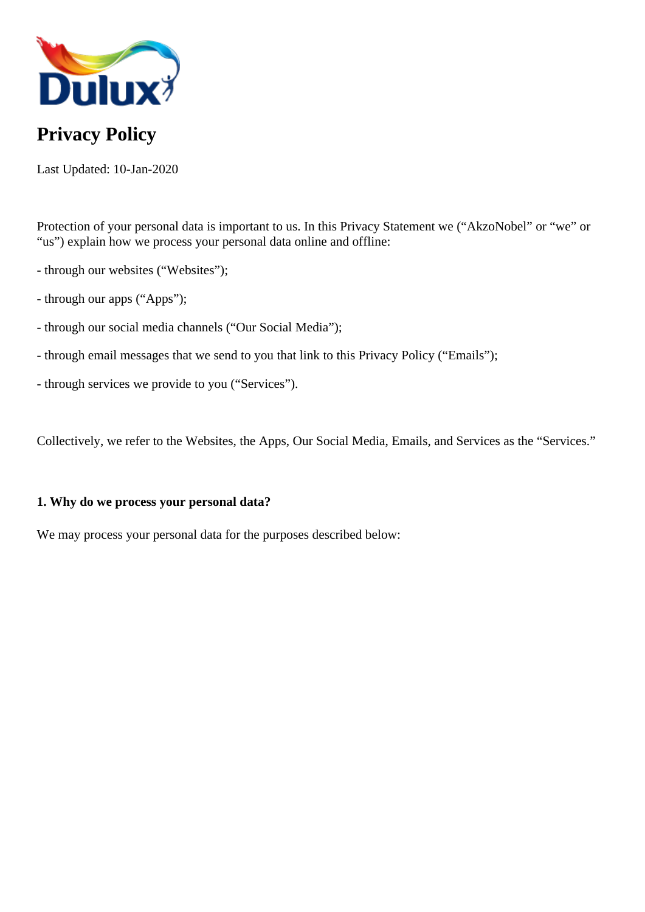# Privacy Policy

Last Updated: 10-Jan-2020

Protection of your personal data is important to us. In this Privacy Statement we ("AkzoNobel" or "we" or "us") explain how we process your personal data online and offline:

- through our websites ("Websites");
- through our apps ("Apps");
- through our social media channels ("Our Social Media");
- through email messages that we send to you that link to this Privacy Policy ("Emails");
- through services we provide to you ("Services").

Collectively, we refer to the Websites, the Apps, Our Social Media, Emails, and Services as the "Services."

**1. Why do we process your personal data?**

We may process your personal data for the purposes described below: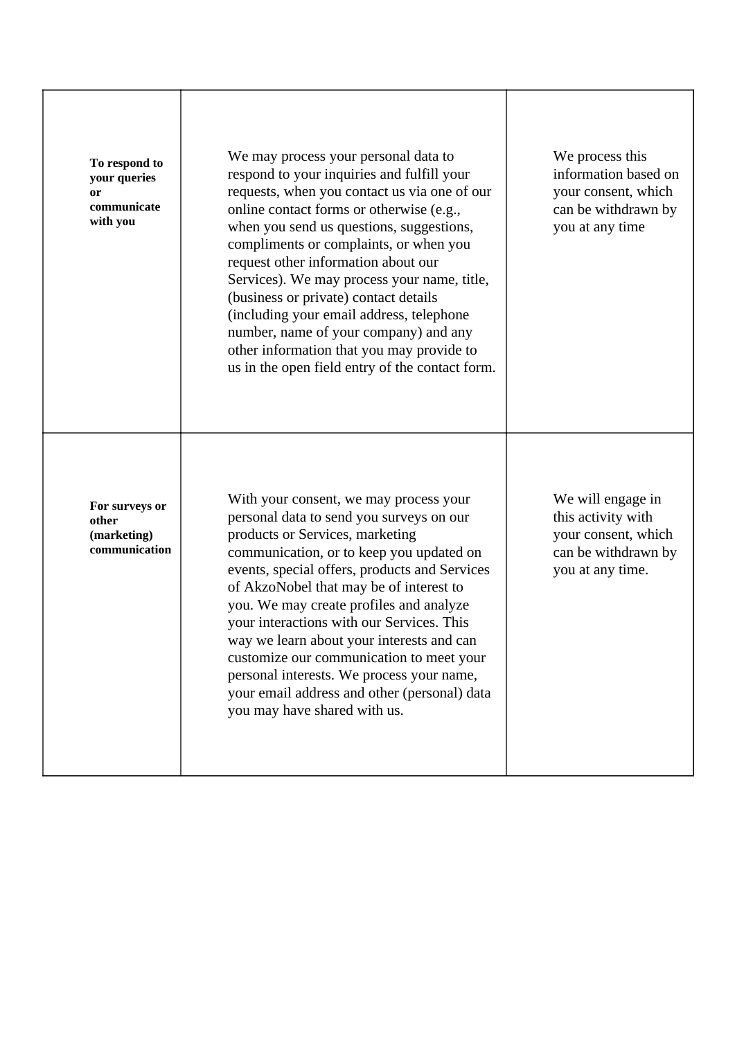| | | |
|---|---|---|
| **To respond to your queries or communicate with you** | We may process your personal data to respond to your inquiries and fulfill your requests, when you contact us via one of our online contact forms or otherwise (e.g., when you send us questions, suggestions, compliments or complaints, or when you request other information about our Services). We may process your name, title, (business or private) contact details (including your email address, telephone number, name of your company) and any other information that you may provide to us in the open field entry of the contact form. | We process this information based on your consent, which can be withdrawn by you at any time |
| **For surveys or other (marketing) communication** | With your consent, we may process your personal data to send you surveys on our products or Services, marketing communication, or to keep you updated on events, special offers, products and Services of AkzoNobel that may be of interest to you. We may create profiles and analyze your interactions with our Services. This way we learn about your interests and can customize our communication to meet your personal interests. We process your name, your email address and other (personal) data you may have shared with us. | We will engage in this activity with your consent, which can be withdrawn by you at any time. |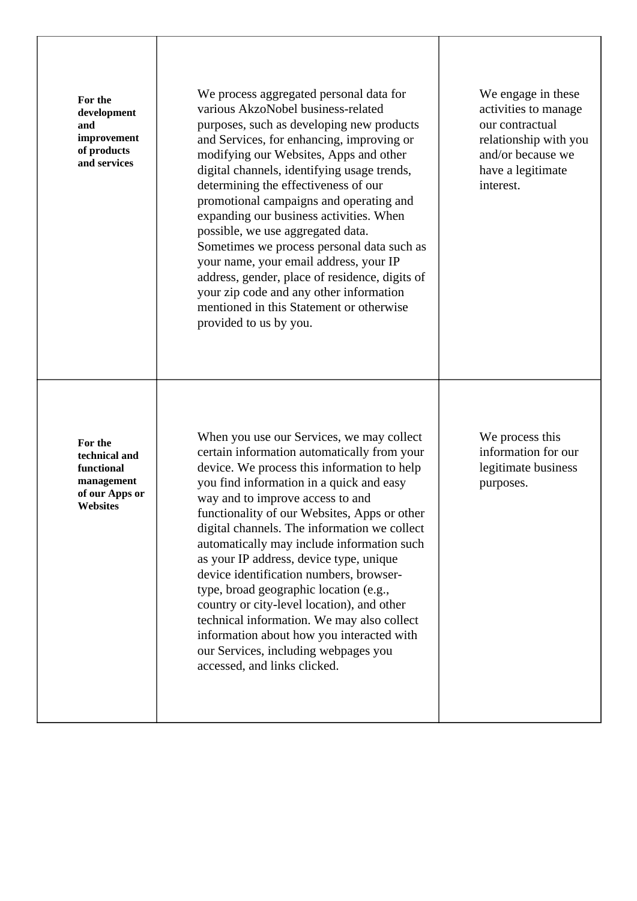| | | |
|---|---|---|
| **For the development and improvement of products and services** | We process aggregated personal data for various AkzoNobel business-related purposes, such as developing new products and Services, for enhancing, improving or modifying our Websites, Apps and other digital channels, identifying usage trends, determining the effectiveness of our promotional campaigns and operating and expanding our business activities. When possible, we use aggregated data. Sometimes we process personal data such as your name, your email address, your IP address, gender, place of residence, digits of your zip code and any other information mentioned in this Statement or otherwise provided to us by you. | We engage in these activities to manage our contractual relationship with you and/or because we have a legitimate interest. |
| **For the technical and functional management of our Apps or Websites** | When you use our Services, we may collect certain information automatically from your device. We process this information to help you find information in a quick and easy way and to improve access to and functionality of our Websites, Apps or other digital channels. The information we collect automatically may include information such as your IP address, device type, unique device identification numbers, browser-type, broad geographic location (e.g., country or city-level location), and other technical information. We may also collect information about how you interacted with our Services, including webpages you accessed, and links clicked. | We process this information for our legitimate business purposes. |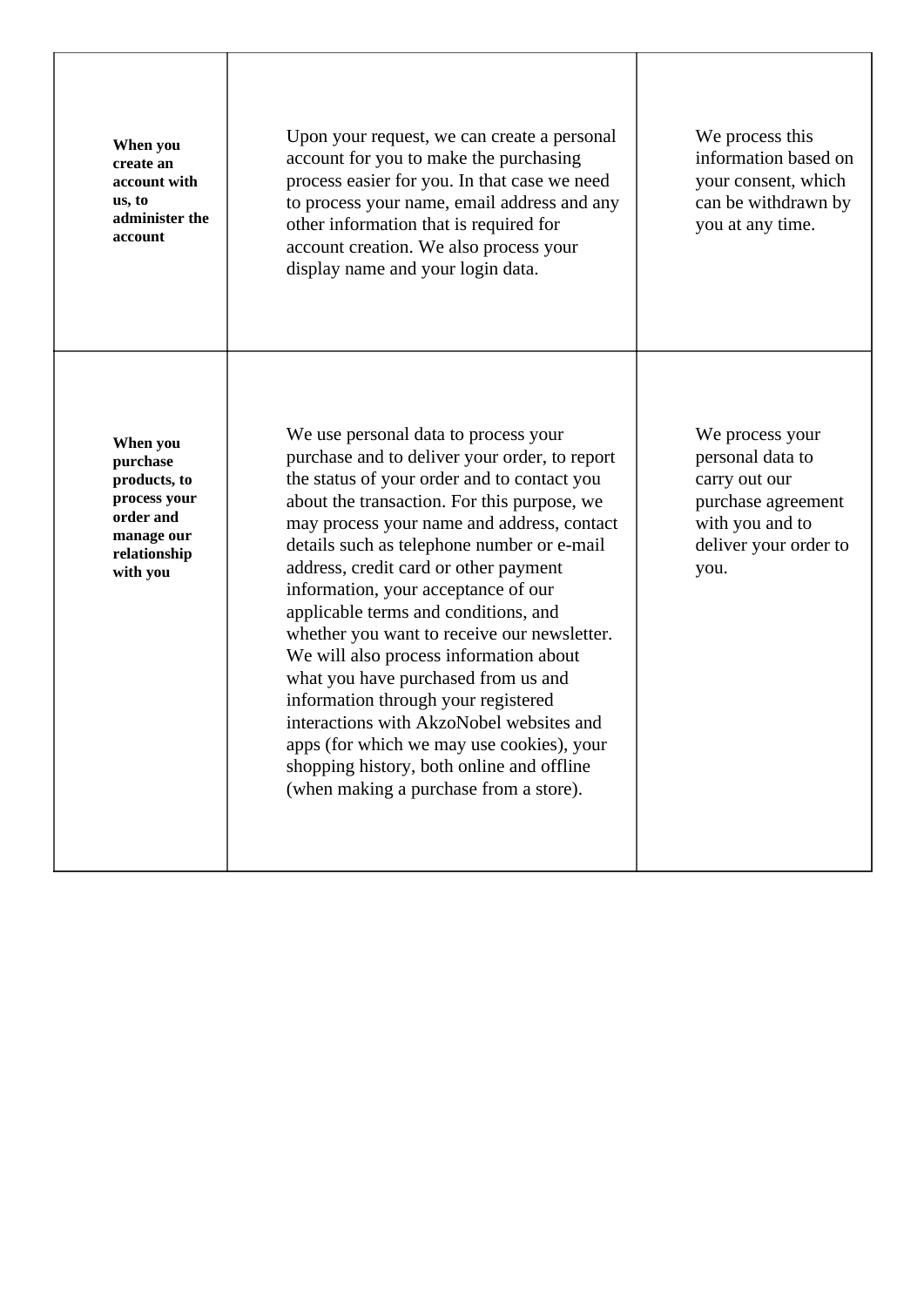| **When you create an account with us, to administer the account** | Upon your request, we can create a personal account for you to make the purchasing process easier for you. In that case we need to process your name, email address and any other information that is required for account creation. We also process your display name and your login data. | We process this information based on your consent, which can be withdrawn by you at any time. |
|---|---|---|
| **When you purchase products, to process your order and manage our relationship with you** | We use personal data to process your purchase and to deliver your order, to report the status of your order and to contact you about the transaction. For this purpose, we may process your name and address, contact details such as telephone number or e-mail address, credit card or other payment information, your acceptance of our applicable terms and conditions, and whether you want to receive our newsletter. We will also process information about what you have purchased from us and information through your registered interactions with AkzoNobel websites and apps (for which we may use cookies), your shopping history, both online and offline (when making a purchase from a store). | We process your personal data to carry out our purchase agreement with you and to deliver your order to you. |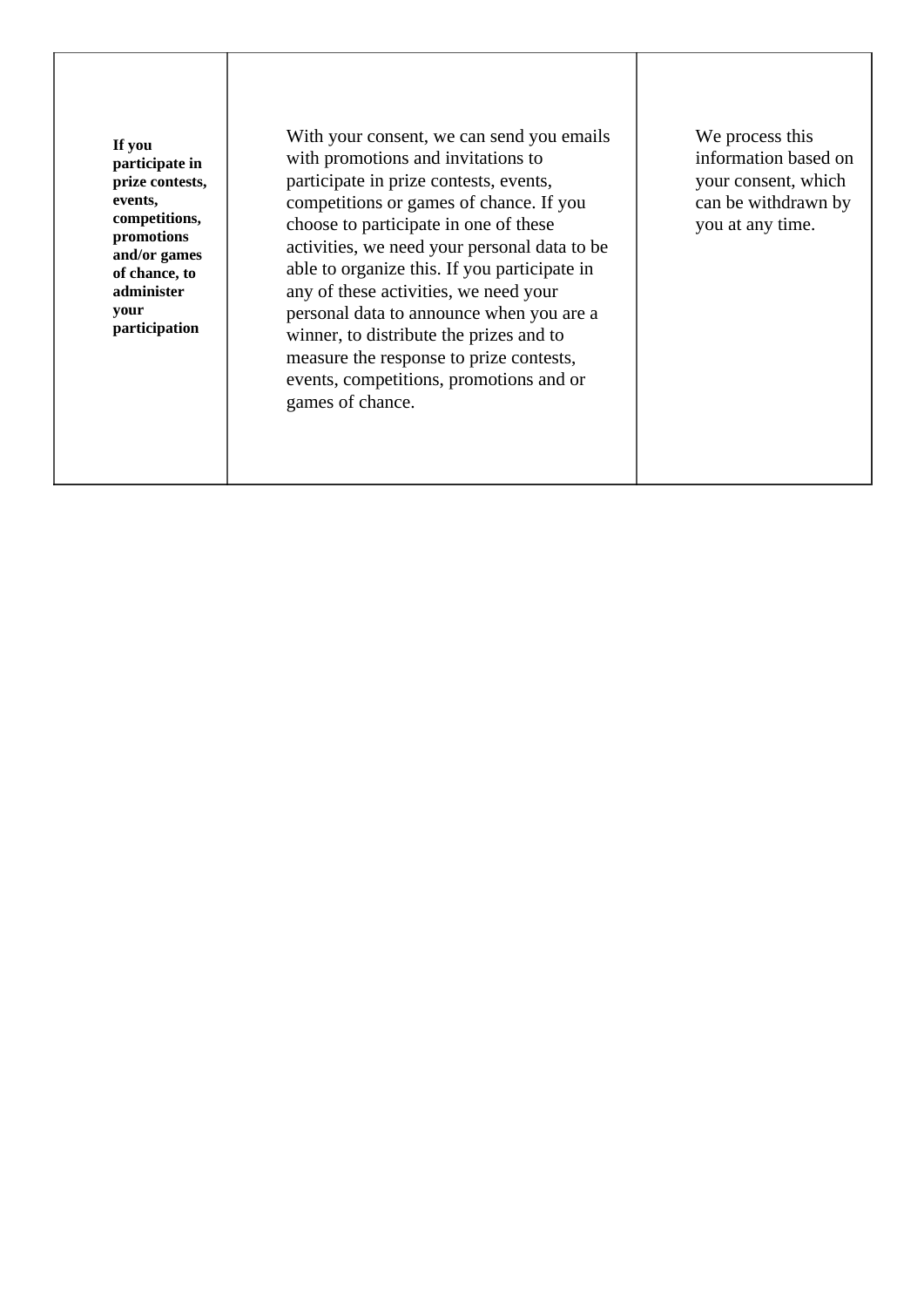| | | |
|---|---|---|
| **If you participate in prize contests, events, competitions, promotions and/or games of chance, to administer your participation** | With your consent, we can send you emails with promotions and invitations to participate in prize contests, events, competitions or games of chance. If you choose to participate in one of these activities, we need your personal data to be able to organize this. If you participate in any of these activities, we need your personal data to announce when you are a winner, to distribute the prizes and to measure the response to prize contests, events, competitions, promotions and or games of chance. | We process this information based on your consent, which can be withdrawn by you at any time. |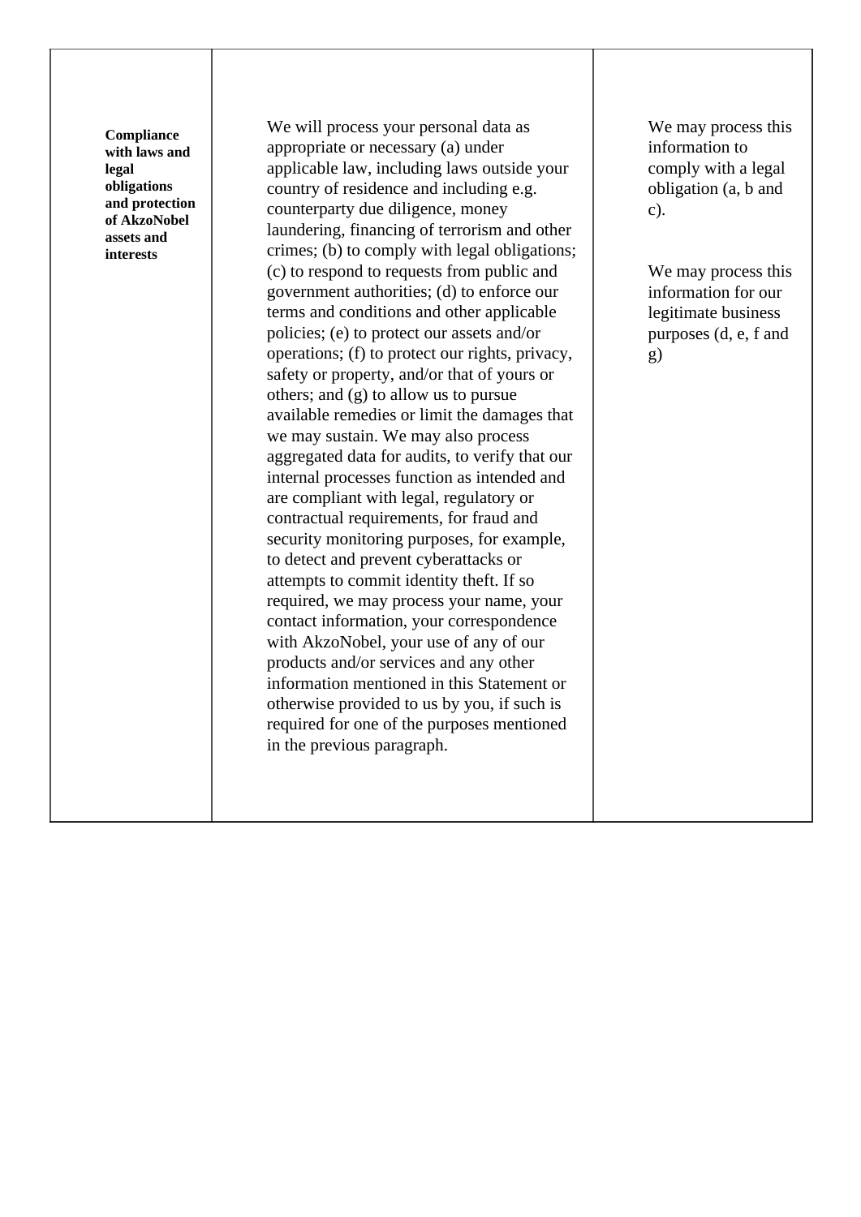| | | |
|---|---|---|
| **Compliance with laws and legal obligations and protection of AkzoNobel assets and interests** | We will process your personal data as appropriate or necessary (a) under applicable law, including laws outside your country of residence and including e.g. counterparty due diligence, money laundering, financing of terrorism and other crimes; (b) to comply with legal obligations; (c) to respond to requests from public and government authorities; (d) to enforce our terms and conditions and other applicable policies; (e) to protect our assets and/or operations; (f) to protect our rights, privacy, safety or property, and/or that of yours or others; and (g) to allow us to pursue available remedies or limit the damages that we may sustain. We may also process aggregated data for audits, to verify that our internal processes function as intended and are compliant with legal, regulatory or contractual requirements, for fraud and security monitoring purposes, for example, to detect and prevent cyberattacks or attempts to commit identity theft. If so required, we may process your name, your contact information, your correspondence with AkzoNobel, your use of any of our products and/or services and any other information mentioned in this Statement or otherwise provided to us by you, if such is required for one of the purposes mentioned in the previous paragraph. | We may process this information to comply with a legal obligation (a, b and c).<br><br>We may process this information for our legitimate business purposes (d, e, f and g) |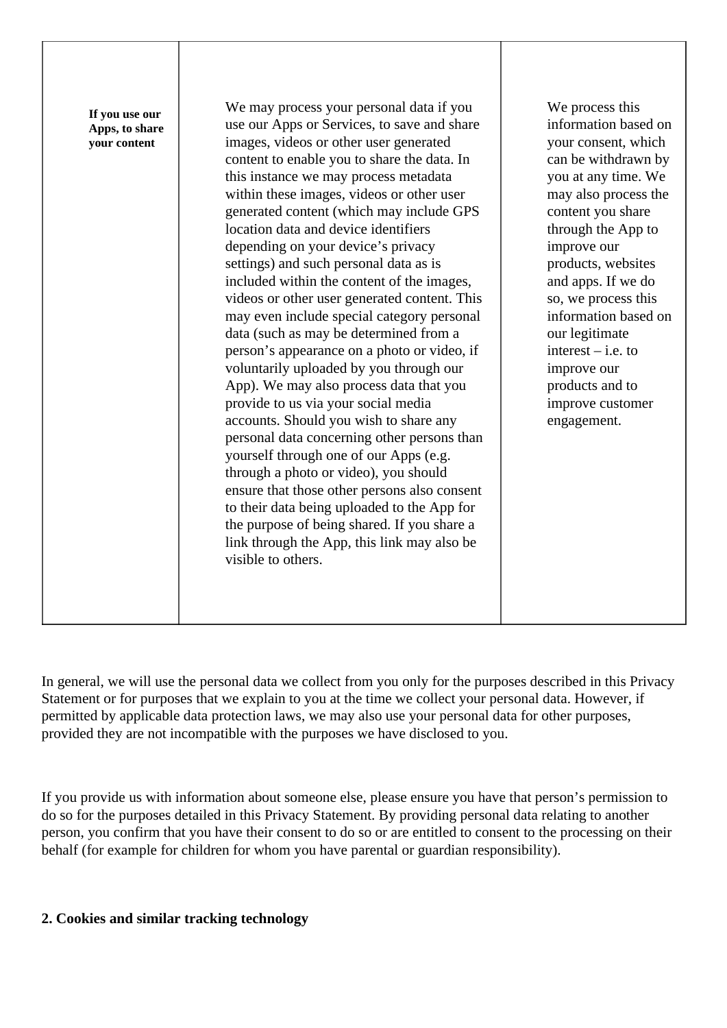| | | |
|---|---|---|
| **If you use our Apps, to share your content** | We may process your personal data if you use our Apps or Services, to save and share images, videos or other user generated content to enable you to share the data. In this instance we may process metadata within these images, videos or other user generated content (which may include GPS location data and device identifiers depending on your device's privacy settings) and such personal data as is included within the content of the images, videos or other user generated content. This may even include special category personal data (such as may be determined from a person's appearance on a photo or video, if voluntarily uploaded by you through our App). We may also process data that you provide to us via your social media accounts. Should you wish to share any personal data concerning other persons than yourself through one of our Apps (e.g. through a photo or video), you should ensure that those other persons also consent to their data being uploaded to the App for the purpose of being shared. If you share a link through the App, this link may also be visible to others. | We process this information based on your consent, which can be withdrawn by you at any time. We may also process the content you share through the App to improve our products, websites and apps. If we do so, we process this information based on our legitimate interest – i.e. to improve our products and to improve customer engagement. |

In general, we will use the personal data we collect from you only for the purposes described in this Privacy Statement or for purposes that we explain to you at the time we collect your personal data. However, if permitted by applicable data protection laws, we may also use your personal data for other purposes, provided they are not incompatible with the purposes we have disclosed to you.

If you provide us with information about someone else, please ensure you have that person's permission to do so for the purposes detailed in this Privacy Statement. By providing personal data relating to another person, you confirm that you have their consent to do so or are entitled to consent to the processing on their behalf (for example for children for whom you have parental or guardian responsibility).

## 2. Cookies and similar tracking technology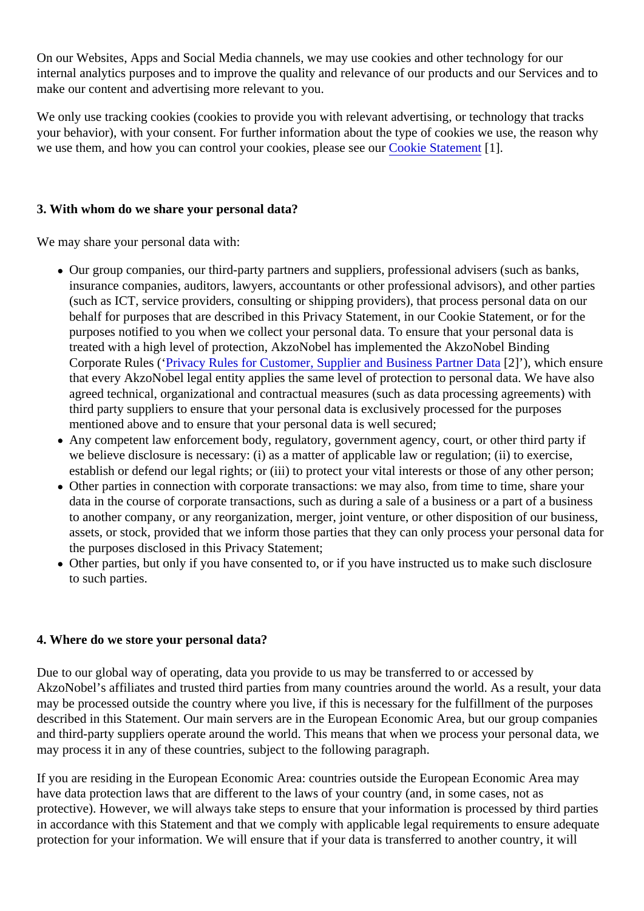On our Websites, Apps and Social Media channels, we may use cookies and other technology for our internal analytics purposes and to improve the quality and relevance of our products and our Services and to make our content and advertising more relevant to you.

We only use tracking cookies (cookies to provide you with relevant advertising, or technology that tracks your behavior), with your consent. For further information about the type of cookies we use, the reason why we use them, and how you can control your cookies, please see our Cookie Statement [1].

**3. With whom do we share your personal data?**

We may share your personal data with:

- Our group companies, our third-party partners and suppliers, professional advisers (such as banks, insurance companies, auditors, lawyers, accountants or other professional advisors), and other parties (such as ICT, service providers, consulting or shipping providers), that process personal data on our behalf for purposes that are described in this Privacy Statement, in our Cookie Statement, or for the purposes notified to you when we collect your personal data. To ensure that your personal data is treated with a high level of protection, AkzoNobel has implemented the AkzoNobel Binding Corporate Rules ('Privacy Rules for Customer, Supplier and Business Partner Data [2]'), which ensure that every AkzoNobel legal entity applies the same level of protection to personal data. We have also agreed technical, organizational and contractual measures (such as data processing agreements) with third party suppliers to ensure that your personal data is exclusively processed for the purposes mentioned above and to ensure that your personal data is well secured;
- Any competent law enforcement body, regulatory, government agency, court, or other third party if we believe disclosure is necessary: (i) as a matter of applicable law or regulation; (ii) to exercise, establish or defend our legal rights; or (iii) to protect your vital interests or those of any other person;
- Other parties in connection with corporate transactions: we may also, from time to time, share your data in the course of corporate transactions, such as during a sale of a business or a part of a business to another company, or any reorganization, merger, joint venture, or other disposition of our business, assets, or stock, provided that we inform those parties that they can only process your personal data for the purposes disclosed in this Privacy Statement;
- Other parties, but only if you have consented to, or if you have instructed us to make such disclosure to such parties.

**4. Where do we store your personal data?**

Due to our global way of operating, data you provide to us may be transferred to or accessed by AkzoNobel's affiliates and trusted third parties from many countries around the world. As a result, your data may be processed outside the country where you live, if this is necessary for the fulfillment of the purposes described in this Statement. Our main servers are in the European Economic Area, but our group companies and third-party suppliers operate around the world. This means that when we process your personal data, we may process it in any of these countries, subject to the following paragraph.

If you are residing in the European Economic Area: countries outside the European Economic Area may have data protection laws that are different to the laws of your country (and, in some cases, not as protective). However, we will always take steps to ensure that your information is processed by third parties in accordance with this Statement and that we comply with applicable legal requirements to ensure adequate protection for your information. We will ensure that if your data is transferred to another country, it will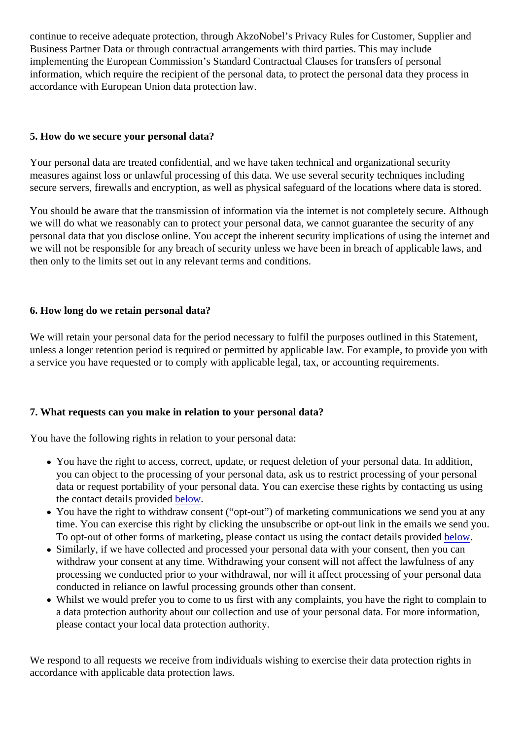continue to receive adequate protection, through AkzoNobel's Privacy Rules for Customer, Supplier and Business Partner Data or through contractual arrangements with third parties. This may include implementing the European Commission's Standard Contractual Clauses for transfers of personal information, which require the recipient of the personal data, to protect the personal data they process in accordance with European Union data protection law.

### 5. How do we secure your personal data?

Your personal data are treated confidential, and we have taken technical and organizational security measures against loss or unlawful processing of this data. We use several security techniques including secure servers, firewalls and encryption, as well as physical safeguard of the locations where data is stored.

You should be aware that the transmission of information via the internet is not completely secure. Although we will do what we reasonably can to protect your personal data, we cannot guarantee the security of any personal data that you disclose online. You accept the inherent security implications of using the internet and we will not be responsible for any breach of security unless we have been in breach of applicable laws, and then only to the limits set out in any relevant terms and conditions.

### 6. How long do we retain personal data?

We will retain your personal data for the period necessary to fulfil the purposes outlined in this Statement, unless a longer retention period is required or permitted by applicable law. For example, to provide you with a service you have requested or to comply with applicable legal, tax, or accounting requirements.

### 7. What requests can you make in relation to your personal data?

You have the following rights in relation to your personal data:

- You have the right to access, correct, update, or request deletion of your personal data. In addition, you can object to the processing of your personal data, ask us to restrict processing of your personal data or request portability of your personal data. You can exercise these rights by contacting us using the contact details provided below.
- You have the right to withdraw consent ("opt-out") of marketing communications we send you at any time. You can exercise this right by clicking the unsubscribe or opt-out link in the emails we send you. To opt-out of other forms of marketing, please contact us using the contact details provided below.
- Similarly, if we have collected and processed your personal data with your consent, then you can withdraw your consent at any time. Withdrawing your consent will not affect the lawfulness of any processing we conducted prior to your withdrawal, nor will it affect processing of your personal data conducted in reliance on lawful processing grounds other than consent.
- Whilst we would prefer you to come to us first with any complaints, you have the right to complain to a data protection authority about our collection and use of your personal data. For more information, please contact your local data protection authority.

We respond to all requests we receive from individuals wishing to exercise their data protection rights in accordance with applicable data protection laws.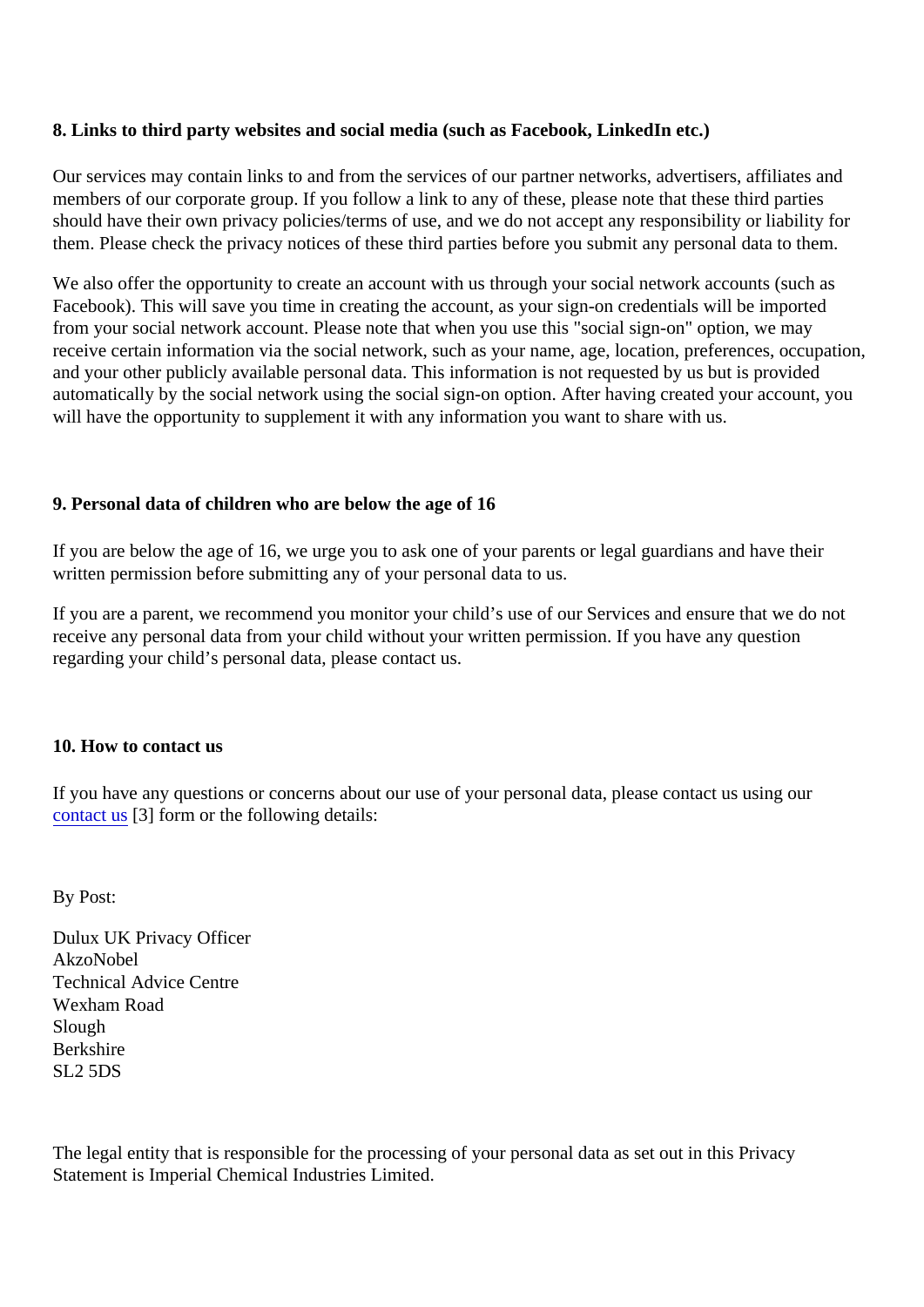## 8. Links to third party websites and social media (such as Facebook, LinkedIn etc.)

Our services may contain links to and from the services of our partner networks, advertisers, affiliates and members of our corporate group. If you follow a link to any of these, please note that these third parties should have their own privacy policies/terms of use, and we do not accept any responsibility or liability for them. Please check the privacy notices of these third parties before you submit any personal data to them.

We also offer the opportunity to create an account with us through your social network accounts (such as Facebook). This will save you time in creating the account, as your sign-on credentials will be imported from your social network account. Please note that when you use this "social sign-on" option, we may receive certain information via the social network, such as your name, age, location, preferences, occupation, and your other publicly available personal data. This information is not requested by us but is provided automatically by the social network using the social sign-on option. After having created your account, you will have the opportunity to supplement it with any information you want to share with us.

## 9. Personal data of children who are below the age of 16

If you are below the age of 16, we urge you to ask one of your parents or legal guardians and have their written permission before submitting any of your personal data to us.

If you are a parent, we recommend you monitor your child's use of our Services and ensure that we do not receive any personal data from your child without your written permission. If you have any question regarding your child's personal data, please contact us.

## 10. How to contact us

If you have any questions or concerns about our use of your personal data, please contact us using our contact us [3] form or the following details:

By Post:

Dulux UK Privacy Officer
AkzoNobel
Technical Advice Centre
Wexham Road
Slough
Berkshire
SL2 5DS

The legal entity that is responsible for the processing of your personal data as set out in this Privacy Statement is Imperial Chemical Industries Limited.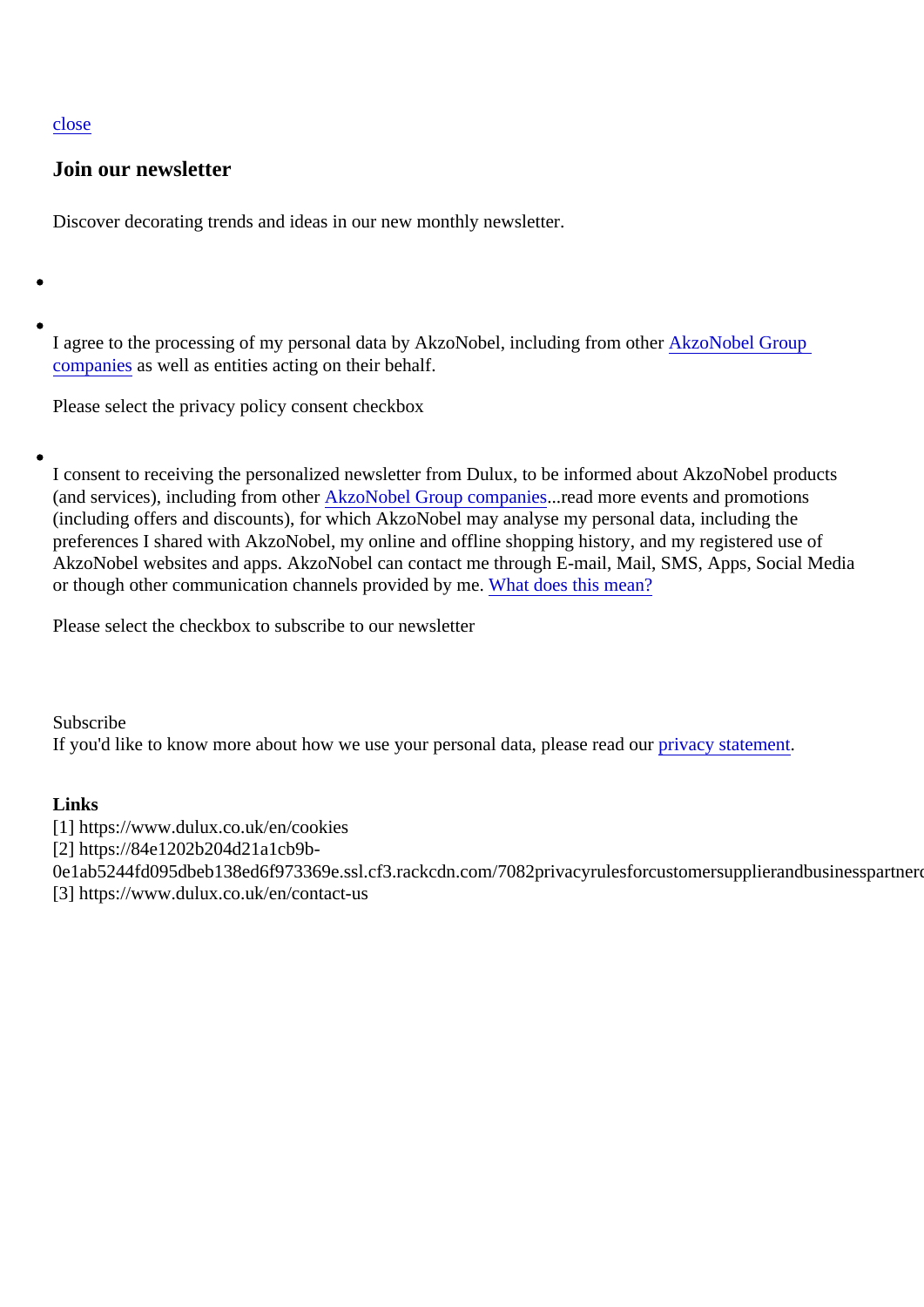close

## Join our newsletter

Discover decorating trends and ideas in our new monthly newsletter.

- 
- I agree to the processing of my personal data by AkzoNobel, including from other AkzoNobel Group companies as well as entities acting on their behalf.

  Please select the privacy policy consent checkbox

- I consent to receiving the personalized newsletter from Dulux, to be informed about AkzoNobel products (and services), including from other AkzoNobel Group companies...read more events and promotions (including offers and discounts), for which AkzoNobel may analyse my personal data, including the preferences I shared with AkzoNobel, my online and offline shopping history, and my registered use of AkzoNobel websites and apps. AkzoNobel can contact me through E-mail, Mail, SMS, Apps, Social Media or though other communication channels provided by me. What does this mean?

  Please select the checkbox to subscribe to our newsletter

Subscribe
If you'd like to know more about how we use your personal data, please read our privacy statement.

**Links**
[1] https://www.dulux.co.uk/en/cookies
[2] https://84e1202b204d21a1cb9b-0e1ab5244fd095dbeb138ed6f973369e.ssl.cf3.rackcdn.com/7082privacyrulesforcustomersupplierandbusinesspartnerd
[3] https://www.dulux.co.uk/en/contact-us